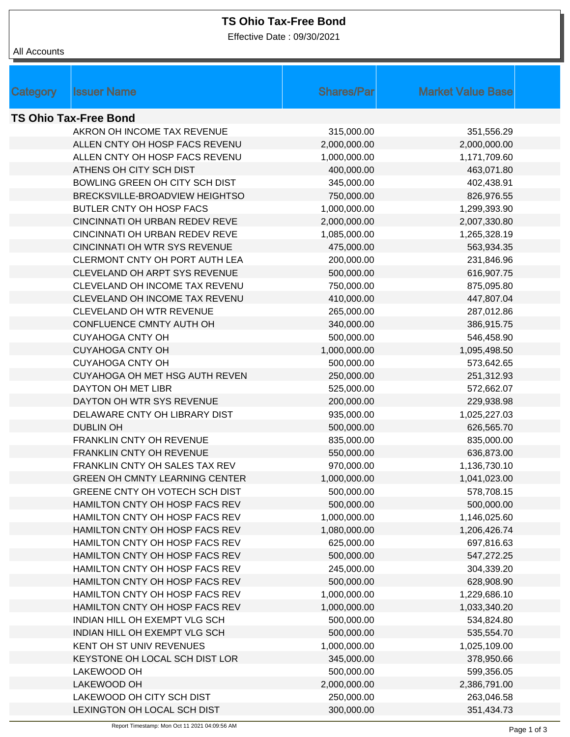# TS Ohio Tax-Free Bond

Effective Date : 09/30/2021

All Accounts

| Category | Issuer Name | Shares/Par | Market Value Base |
|---|---|---|---|
| **TS Ohio Tax-Free Bond** | | | |
| | AKRON OH INCOME TAX REVENUE | 315,000.00 | 351,556.29 |
| | ALLEN CNTY OH HOSP FACS REVENU | 2,000,000.00 | 2,000,000.00 |
| | ALLEN CNTY OH HOSP FACS REVENU | 1,000,000.00 | 1,171,709.60 |
| | ATHENS OH CITY SCH DIST | 400,000.00 | 463,071.80 |
| | BOWLING GREEN OH CITY SCH DIST | 345,000.00 | 402,438.91 |
| | BRECKSVILLE-BROADVIEW HEIGHTSO | 750,000.00 | 826,976.55 |
| | BUTLER CNTY OH HOSP FACS | 1,000,000.00 | 1,299,393.90 |
| | CINCINNATI OH URBAN REDEV REVE | 2,000,000.00 | 2,007,330.80 |
| | CINCINNATI OH URBAN REDEV REVE | 1,085,000.00 | 1,265,328.19 |
| | CINCINNATI OH WTR SYS REVENUE | 475,000.00 | 563,934.35 |
| | CLERMONT CNTY OH PORT AUTH LEA | 200,000.00 | 231,846.96 |
| | CLEVELAND OH ARPT SYS REVENUE | 500,000.00 | 616,907.75 |
| | CLEVELAND OH INCOME TAX REVENU | 750,000.00 | 875,095.80 |
| | CLEVELAND OH INCOME TAX REVENU | 410,000.00 | 447,807.04 |
| | CLEVELAND OH WTR REVENUE | 265,000.00 | 287,012.86 |
| | CONFLUENCE CMNTY AUTH OH | 340,000.00 | 386,915.75 |
| | CUYAHOGA CNTY OH | 500,000.00 | 546,458.90 |
| | CUYAHOGA CNTY OH | 1,000,000.00 | 1,095,498.50 |
| | CUYAHOGA CNTY OH | 500,000.00 | 573,642.65 |
| | CUYAHOGA OH MET HSG AUTH REVEN | 250,000.00 | 251,312.93 |
| | DAYTON OH MET LIBR | 525,000.00 | 572,662.07 |
| | DAYTON OH WTR SYS REVENUE | 200,000.00 | 229,938.98 |
| | DELAWARE CNTY OH LIBRARY DIST | 935,000.00 | 1,025,227.03 |
| | DUBLIN OH | 500,000.00 | 626,565.70 |
| | FRANKLIN CNTY OH REVENUE | 835,000.00 | 835,000.00 |
| | FRANKLIN CNTY OH REVENUE | 550,000.00 | 636,873.00 |
| | FRANKLIN CNTY OH SALES TAX REV | 970,000.00 | 1,136,730.10 |
| | GREEN OH CMNTY LEARNING CENTER | 1,000,000.00 | 1,041,023.00 |
| | GREENE CNTY OH VOTECH SCH DIST | 500,000.00 | 578,708.15 |
| | HAMILTON CNTY OH HOSP FACS REV | 500,000.00 | 500,000.00 |
| | HAMILTON CNTY OH HOSP FACS REV | 1,000,000.00 | 1,146,025.60 |
| | HAMILTON CNTY OH HOSP FACS REV | 1,080,000.00 | 1,206,426.74 |
| | HAMILTON CNTY OH HOSP FACS REV | 625,000.00 | 697,816.63 |
| | HAMILTON CNTY OH HOSP FACS REV | 500,000.00 | 547,272.25 |
| | HAMILTON CNTY OH HOSP FACS REV | 245,000.00 | 304,339.20 |
| | HAMILTON CNTY OH HOSP FACS REV | 500,000.00 | 628,908.90 |
| | HAMILTON CNTY OH HOSP FACS REV | 1,000,000.00 | 1,229,686.10 |
| | HAMILTON CNTY OH HOSP FACS REV | 1,000,000.00 | 1,033,340.20 |
| | INDIAN HILL OH EXEMPT VLG SCH | 500,000.00 | 534,824.80 |
| | INDIAN HILL OH EXEMPT VLG SCH | 500,000.00 | 535,554.70 |
| | KENT OH ST UNIV REVENUES | 1,000,000.00 | 1,025,109.00 |
| | KEYSTONE OH LOCAL SCH DIST LOR | 345,000.00 | 378,950.66 |
| | LAKEWOOD OH | 500,000.00 | 599,356.05 |
| | LAKEWOOD OH | 2,000,000.00 | 2,386,791.00 |
| | LAKEWOOD OH CITY SCH DIST | 250,000.00 | 263,046.58 |
| | LEXINGTON OH LOCAL SCH DIST | 300,000.00 | 351,434.73 |

Report Timestamp: Mon Oct 11 2021 04:09:56 AM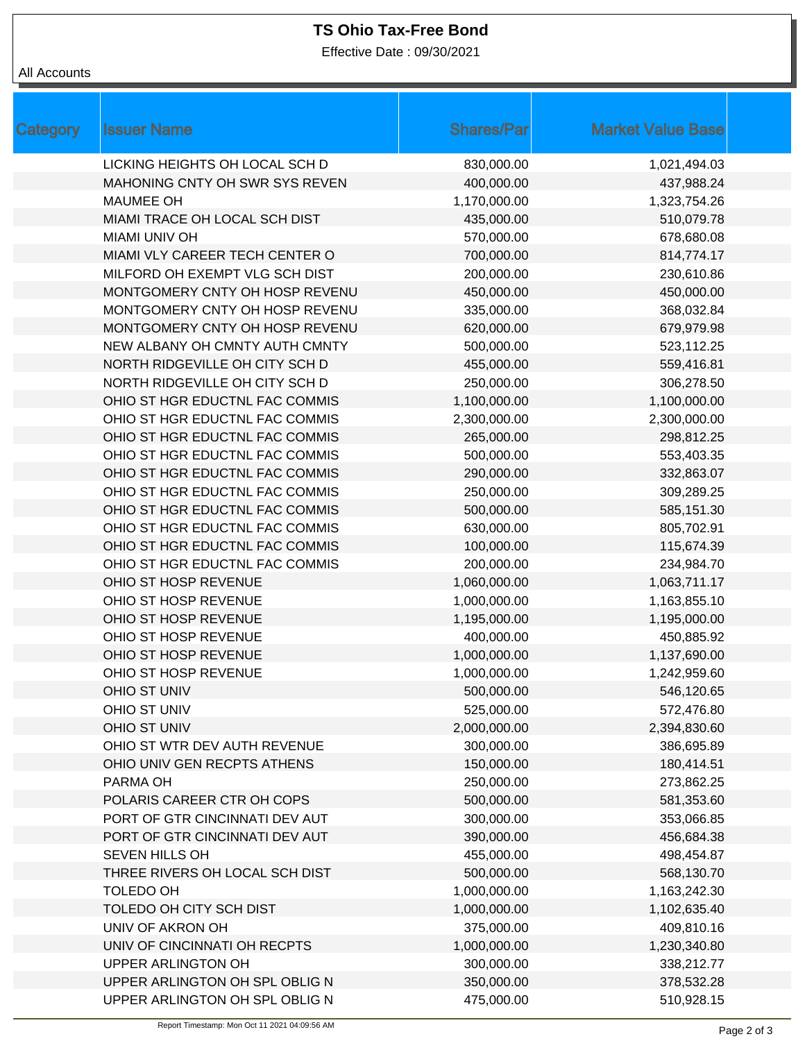# TS Ohio Tax-Free Bond

Effective Date : 09/30/2021

All Accounts

| Category | Issuer Name | Shares/Par | Market Value Base |
|---|---|---|---|
| | LICKING HEIGHTS OH LOCAL SCH D | 830,000.00 | 1,021,494.03 |
| | MAHONING CNTY OH SWR SYS REVEN | 400,000.00 | 437,988.24 |
| | MAUMEE OH | 1,170,000.00 | 1,323,754.26 |
| | MIAMI TRACE OH LOCAL SCH DIST | 435,000.00 | 510,079.78 |
| | MIAMI UNIV OH | 570,000.00 | 678,680.08 |
| | MIAMI VLY CAREER TECH CENTER O | 700,000.00 | 814,774.17 |
| | MILFORD OH EXEMPT VLG SCH DIST | 200,000.00 | 230,610.86 |
| | MONTGOMERY CNTY OH HOSP REVENU | 450,000.00 | 450,000.00 |
| | MONTGOMERY CNTY OH HOSP REVENU | 335,000.00 | 368,032.84 |
| | MONTGOMERY CNTY OH HOSP REVENU | 620,000.00 | 679,979.98 |
| | NEW ALBANY OH CMNTY AUTH CMNTY | 500,000.00 | 523,112.25 |
| | NORTH RIDGEVILLE OH CITY SCH D | 455,000.00 | 559,416.81 |
| | NORTH RIDGEVILLE OH CITY SCH D | 250,000.00 | 306,278.50 |
| | OHIO ST HGR EDUCTNL FAC COMMIS | 1,100,000.00 | 1,100,000.00 |
| | OHIO ST HGR EDUCTNL FAC COMMIS | 2,300,000.00 | 2,300,000.00 |
| | OHIO ST HGR EDUCTNL FAC COMMIS | 265,000.00 | 298,812.25 |
| | OHIO ST HGR EDUCTNL FAC COMMIS | 500,000.00 | 553,403.35 |
| | OHIO ST HGR EDUCTNL FAC COMMIS | 290,000.00 | 332,863.07 |
| | OHIO ST HGR EDUCTNL FAC COMMIS | 250,000.00 | 309,289.25 |
| | OHIO ST HGR EDUCTNL FAC COMMIS | 500,000.00 | 585,151.30 |
| | OHIO ST HGR EDUCTNL FAC COMMIS | 630,000.00 | 805,702.91 |
| | OHIO ST HGR EDUCTNL FAC COMMIS | 100,000.00 | 115,674.39 |
| | OHIO ST HGR EDUCTNL FAC COMMIS | 200,000.00 | 234,984.70 |
| | OHIO ST HOSP REVENUE | 1,060,000.00 | 1,063,711.17 |
| | OHIO ST HOSP REVENUE | 1,000,000.00 | 1,163,855.10 |
| | OHIO ST HOSP REVENUE | 1,195,000.00 | 1,195,000.00 |
| | OHIO ST HOSP REVENUE | 400,000.00 | 450,885.92 |
| | OHIO ST HOSP REVENUE | 1,000,000.00 | 1,137,690.00 |
| | OHIO ST HOSP REVENUE | 1,000,000.00 | 1,242,959.60 |
| | OHIO ST UNIV | 500,000.00 | 546,120.65 |
| | OHIO ST UNIV | 525,000.00 | 572,476.80 |
| | OHIO ST UNIV | 2,000,000.00 | 2,394,830.60 |
| | OHIO ST WTR DEV AUTH REVENUE | 300,000.00 | 386,695.89 |
| | OHIO UNIV GEN RECPTS ATHENS | 150,000.00 | 180,414.51 |
| | PARMA OH | 250,000.00 | 273,862.25 |
| | POLARIS CAREER CTR OH COPS | 500,000.00 | 581,353.60 |
| | PORT OF GTR CINCINNATI DEV AUT | 300,000.00 | 353,066.85 |
| | PORT OF GTR CINCINNATI DEV AUT | 390,000.00 | 456,684.38 |
| | SEVEN HILLS OH | 455,000.00 | 498,454.87 |
| | THREE RIVERS OH LOCAL SCH DIST | 500,000.00 | 568,130.70 |
| | TOLEDO OH | 1,000,000.00 | 1,163,242.30 |
| | TOLEDO OH CITY SCH DIST | 1,000,000.00 | 1,102,635.40 |
| | UNIV OF AKRON OH | 375,000.00 | 409,810.16 |
| | UNIV OF CINCINNATI OH RECPTS | 1,000,000.00 | 1,230,340.80 |
| | UPPER ARLINGTON OH | 300,000.00 | 338,212.77 |
| | UPPER ARLINGTON OH SPL OBLIG N | 350,000.00 | 378,532.28 |
| | UPPER ARLINGTON OH SPL OBLIG N | 475,000.00 | 510,928.15 |

Report Timestamp: Mon Oct 11 2021 04:09:56 AM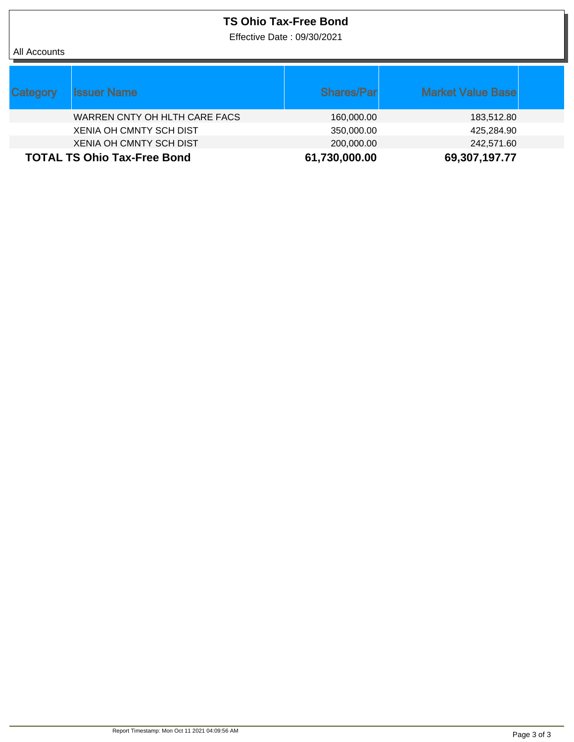# TS Ohio Tax-Free Bond

Effective Date : 09/30/2021

All Accounts

| Category | Issuer Name | Shares/Par | Market Value Base |
|---|---|---|---|
| | WARREN CNTY OH HLTH CARE FACS | 160,000.00 | 183,512.80 |
| | XENIA OH CMNTY SCH DIST | 350,000.00 | 425,284.90 |
| | XENIA OH CMNTY SCH DIST | 200,000.00 | 242,571.60 |
| **TOTAL TS Ohio Tax-Free Bond** | | **61,730,000.00** | **69,307,197.77** |

Report Timestamp: Mon Oct 11 2021 04:09:56 AM